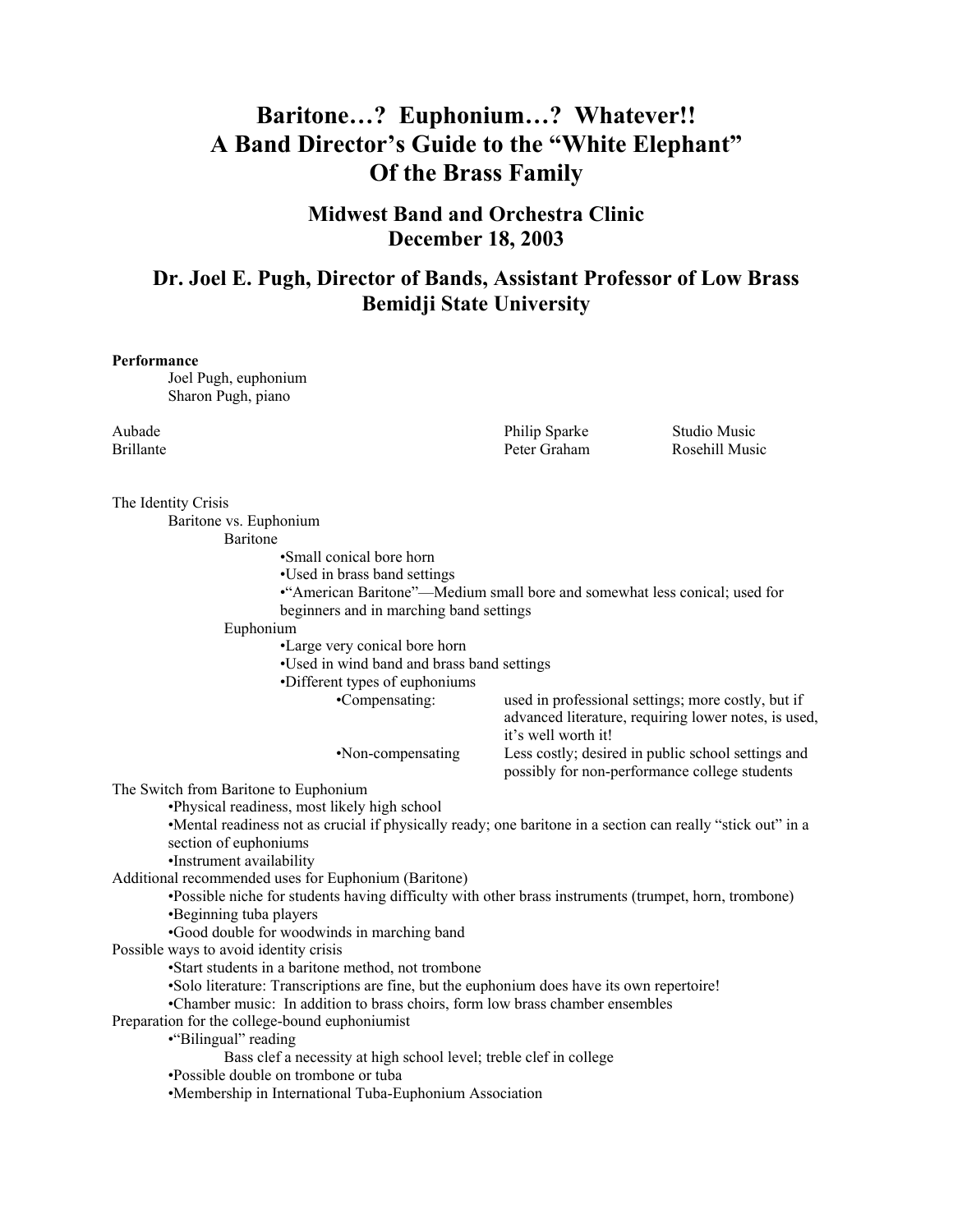# Baritone…? Euphonium…? Whatever!!
# A Band Director's Guide to the "White Elephant" Of the Brass Family

## Midwest Band and Orchestra Clinic
## December 18, 2003

## Dr. Joel E. Pugh, Director of Bands, Assistant Professor of Low Brass
## Bemidji State University

**Performance**

Joel Pugh, euphonium
Sharon Pugh, piano

| | | |
|---|---|---|
| Aubade | Philip Sparke | Studio Music |
| Brillante | Peter Graham | Rosehill Music |

The Identity Crisis

- Baritone vs. Euphonium
  - Baritone
    - •Small conical bore horn
    - •Used in brass band settings
    - •"American Baritone"—Medium small bore and somewhat less conical; used for beginners and in marching band settings
  - Euphonium
    - •Large very conical bore horn
    - •Used in wind band and brass band settings
    - •Different types of euphoniums
      - •Compensating: used in professional settings; more costly, but if advanced literature, requiring lower notes, is used, it's well worth it!
      - •Non-compensating Less costly; desired in public school settings and possibly for non-performance college students

The Switch from Baritone to Euphonium

- •Physical readiness, most likely high school
- •Mental readiness not as crucial if physically ready; one baritone in a section can really "stick out" in a section of euphoniums
- •Instrument availability

Additional recommended uses for Euphonium (Baritone)

- •Possible niche for students having difficulty with other brass instruments (trumpet, horn, trombone)
- •Beginning tuba players
- •Good double for woodwinds in marching band

Possible ways to avoid identity crisis

- •Start students in a baritone method, not trombone
- •Solo literature: Transcriptions are fine, but the euphonium does have its own repertoire!
- •Chamber music: In addition to brass choirs, form low brass chamber ensembles

Preparation for the college-bound euphoniumist

- •"Bilingual" reading
  - Bass clef a necessity at high school level; treble clef in college
- •Possible double on trombone or tuba
- •Membership in International Tuba-Euphonium Association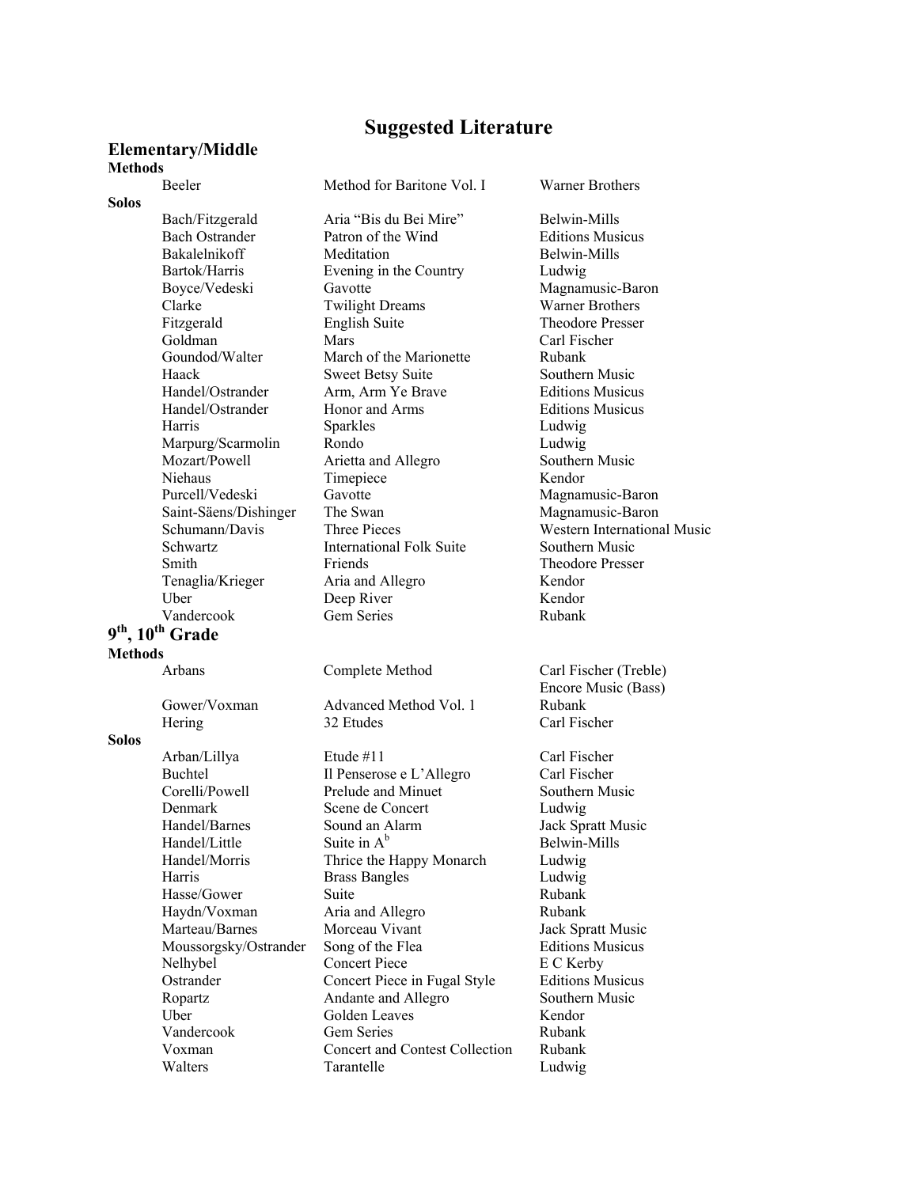# Suggested Literature

## Elementary/Middle

### Methods

| Composer | Title | Publisher |
|---|---|---|
| Beeler | Method for Baritone Vol. I | Warner Brothers |

### Solos

| Composer | Title | Publisher |
|---|---|---|
| Bach/Fitzgerald | Aria "Bis du Bei Mire" | Belwin-Mills |
| Bach Ostrander | Patron of the Wind | Editions Musicus |
| Bakalelnikoff | Meditation | Belwin-Mills |
| Bartok/Harris | Evening in the Country | Ludwig |
| Boyce/Vedeski | Gavotte | Magnamusic-Baron |
| Clarke | Twilight Dreams | Warner Brothers |
| Fitzgerald | English Suite | Theodore Presser |
| Goldman | Mars | Carl Fischer |
| Goundod/Walter | March of the Marionette | Rubank |
| Haack | Sweet Betsy Suite | Southern Music |
| Handel/Ostrander | Arm, Arm Ye Brave | Editions Musicus |
| Handel/Ostrander | Honor and Arms | Editions Musicus |
| Harris | Sparkles | Ludwig |
| Marpurg/Scarmolin | Rondo | Ludwig |
| Mozart/Powell | Arietta and Allegro | Southern Music |
| Niehaus | Timepiece | Kendor |
| Purcell/Vedeski | Gavotte | Magnamusic-Baron |
| Saint-Säens/Dishinger | The Swan | Magnamusic-Baron |
| Schumann/Davis | Three Pieces | Western International Music |
| Schwartz | International Folk Suite | Southern Music |
| Smith | Friends | Theodore Presser |
| Tenaglia/Krieger | Aria and Allegro | Kendor |
| Uber | Deep River | Kendor |
| Vandercook | Gem Series | Rubank |

## 9th, 10th Grade

### Methods

| Composer | Title | Publisher |
|---|---|---|
| Arbans | Complete Method | Carl Fischer (Treble) Encore Music (Bass) |
| Gower/Voxman | Advanced Method Vol. 1 | Rubank |
| Hering | 32 Etudes | Carl Fischer |

### Solos

| Composer | Title | Publisher |
|---|---|---|
| Arban/Lillya | Etude #11 | Carl Fischer |
| Buchtel | Il Penserose e L'Allegro | Carl Fischer |
| Corelli/Powell | Prelude and Minuet | Southern Music |
| Denmark | Scene de Concert | Ludwig |
| Handel/Barnes | Sound an Alarm | Jack Spratt Music |
| Handel/Little | Suite in A♭ | Belwin-Mills |
| Handel/Morris | Thrice the Happy Monarch | Ludwig |
| Harris | Brass Bangles | Ludwig |
| Hasse/Gower | Suite | Rubank |
| Haydn/Voxman | Aria and Allegro | Rubank |
| Marteau/Barnes | Morceau Vivant | Jack Spratt Music |
| Moussorgsky/Ostrander | Song of the Flea | Editions Musicus |
| Nelhybel | Concert Piece | E C Kerby |
| Ostrander | Concert Piece in Fugal Style | Editions Musicus |
| Ropartz | Andante and Allegro | Southern Music |
| Uber | Golden Leaves | Kendor |
| Vandercook | Gem Series | Rubank |
| Voxman | Concert and Contest Collection | Rubank |
| Walters | Tarantelle | Ludwig |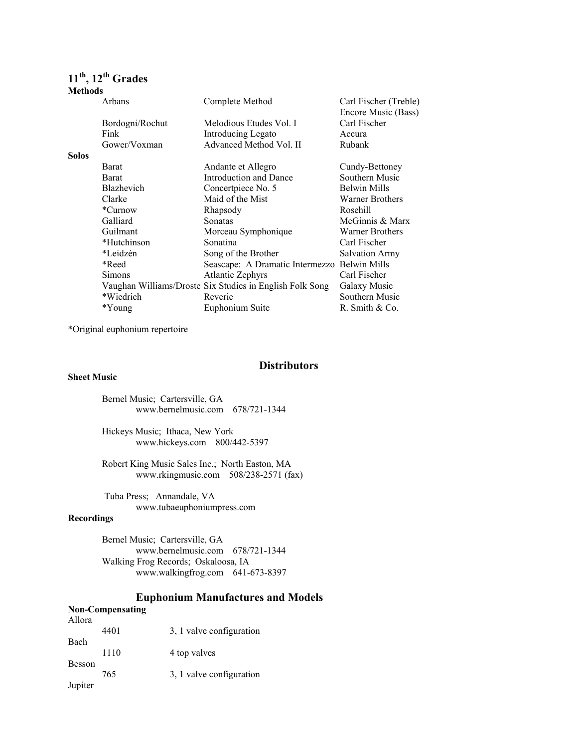## 11th, 12th Grades

**Methods**

| | | |
|---|---|---|
| Arbans | Complete Method | Carl Fischer (Treble) Encore Music (Bass) |
| Bordogni/Rochut | Melodious Etudes Vol. I | Carl Fischer |
| Fink | Introducing Legato | Accura |
| Gower/Voxman | Advanced Method Vol. II | Rubank |

**Solos**

| | | |
|---|---|---|
| Barat | Andante et Allegro | Cundy-Bettoney |
| Barat | Introduction and Dance | Southern Music |
| Blazhevich | Concertpiece No. 5 | Belwin Mills |
| Clarke | Maid of the Mist | Warner Brothers |
| *Curnow | Rhapsody | Rosehill |
| Galliard | Sonatas | McGinnis & Marx |
| Guilmant | Morceau Symphonique | Warner Brothers |
| *Hutchinson | Sonatina | Carl Fischer |
| *Leidzén | Song of the Brother | Salvation Army |
| *Reed | Seascape: A Dramatic Intermezzo | Belwin Mills |
| Simons | Atlantic Zephyrs | Carl Fischer |
| Vaughan Williams/Droste | Six Studies in English Folk Song | Galaxy Music |
| *Wiedrich | Reverie | Southern Music |
| *Young | Euphonium Suite | R. Smith & Co. |

*Original euphonium repertoire

## Distributors

**Sheet Music**

Bernel Music; Cartersville, GA
www.bernelmusic.com 678/721-1344

Hickeys Music; Ithaca, New York
www.hickeys.com 800/442-5397

Robert King Music Sales Inc.; North Easton, MA
www.rkingmusic.com 508/238-2571 (fax)

Tuba Press; Annandale, VA
www.tubaeuphoniumpress.com

**Recordings**

Bernel Music; Cartersville, GA
www.bernelmusic.com 678/721-1344

Walking Frog Records; Oskaloosa, IA
www.walkingfrog.com 641-673-8397

## Euphonium Manufactures and Models

**Non-Compensating**

Allora

| | |
|---|---|
| 4401 | 3, 1 valve configuration |

Bach

| | |
|---|---|
| 1110 | 4 top valves |

Besson

| | |
|---|---|
| 765 | 3, 1 valve configuration |

Jupiter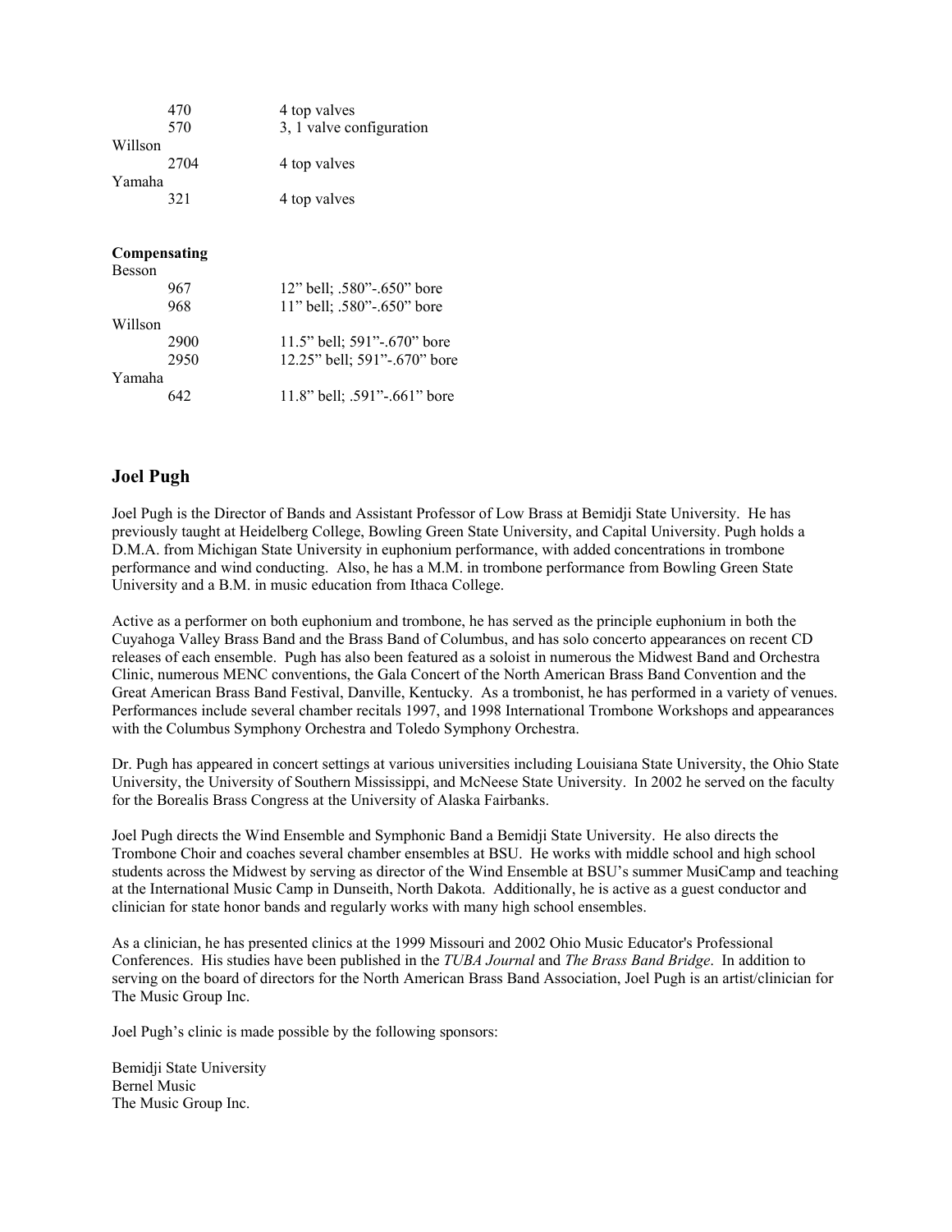| | | |
|---|---|---|
| | 470 | 4 top valves |
| | 570 | 3, 1 valve configuration |
| Willson | | |
| | 2704 | 4 top valves |
| Yamaha | | |
| | 321 | 4 top valves |

**Compensating**

| | | |
|---|---|---|
| Besson | | |
| | 967 | 12" bell; .580"-.650" bore |
| | 968 | 11" bell; .580"-.650" bore |
| Willson | | |
| | 2900 | 11.5" bell; 591"-.670" bore |
| | 2950 | 12.25" bell; 591"-.670" bore |
| Yamaha | | |
| | 642 | 11.8" bell; .591"-.661" bore |

## Joel Pugh

Joel Pugh is the Director of Bands and Assistant Professor of Low Brass at Bemidji State University. He has previously taught at Heidelberg College, Bowling Green State University, and Capital University. Pugh holds a D.M.A. from Michigan State University in euphonium performance, with added concentrations in trombone performance and wind conducting. Also, he has a M.M. in trombone performance from Bowling Green State University and a B.M. in music education from Ithaca College.

Active as a performer on both euphonium and trombone, he has served as the principle euphonium in both the Cuyahoga Valley Brass Band and the Brass Band of Columbus, and has solo concerto appearances on recent CD releases of each ensemble. Pugh has also been featured as a soloist in numerous the Midwest Band and Orchestra Clinic, numerous MENC conventions, the Gala Concert of the North American Brass Band Convention and the Great American Brass Band Festival, Danville, Kentucky. As a trombonist, he has performed in a variety of venues. Performances include several chamber recitals 1997, and 1998 International Trombone Workshops and appearances with the Columbus Symphony Orchestra and Toledo Symphony Orchestra.

Dr. Pugh has appeared in concert settings at various universities including Louisiana State University, the Ohio State University, the University of Southern Mississippi, and McNeese State University. In 2002 he served on the faculty for the Borealis Brass Congress at the University of Alaska Fairbanks.

Joel Pugh directs the Wind Ensemble and Symphonic Band a Bemidji State University. He also directs the Trombone Choir and coaches several chamber ensembles at BSU. He works with middle school and high school students across the Midwest by serving as director of the Wind Ensemble at BSU's summer MusiCamp and teaching at the International Music Camp in Dunseith, North Dakota. Additionally, he is active as a guest conductor and clinician for state honor bands and regularly works with many high school ensembles.

As a clinician, he has presented clinics at the 1999 Missouri and 2002 Ohio Music Educator's Professional Conferences. His studies have been published in the *TUBA Journal* and *The Brass Band Bridge*. In addition to serving on the board of directors for the North American Brass Band Association, Joel Pugh is an artist/clinician for The Music Group Inc.

Joel Pugh's clinic is made possible by the following sponsors:

Bemidji State University
Bernel Music
The Music Group Inc.